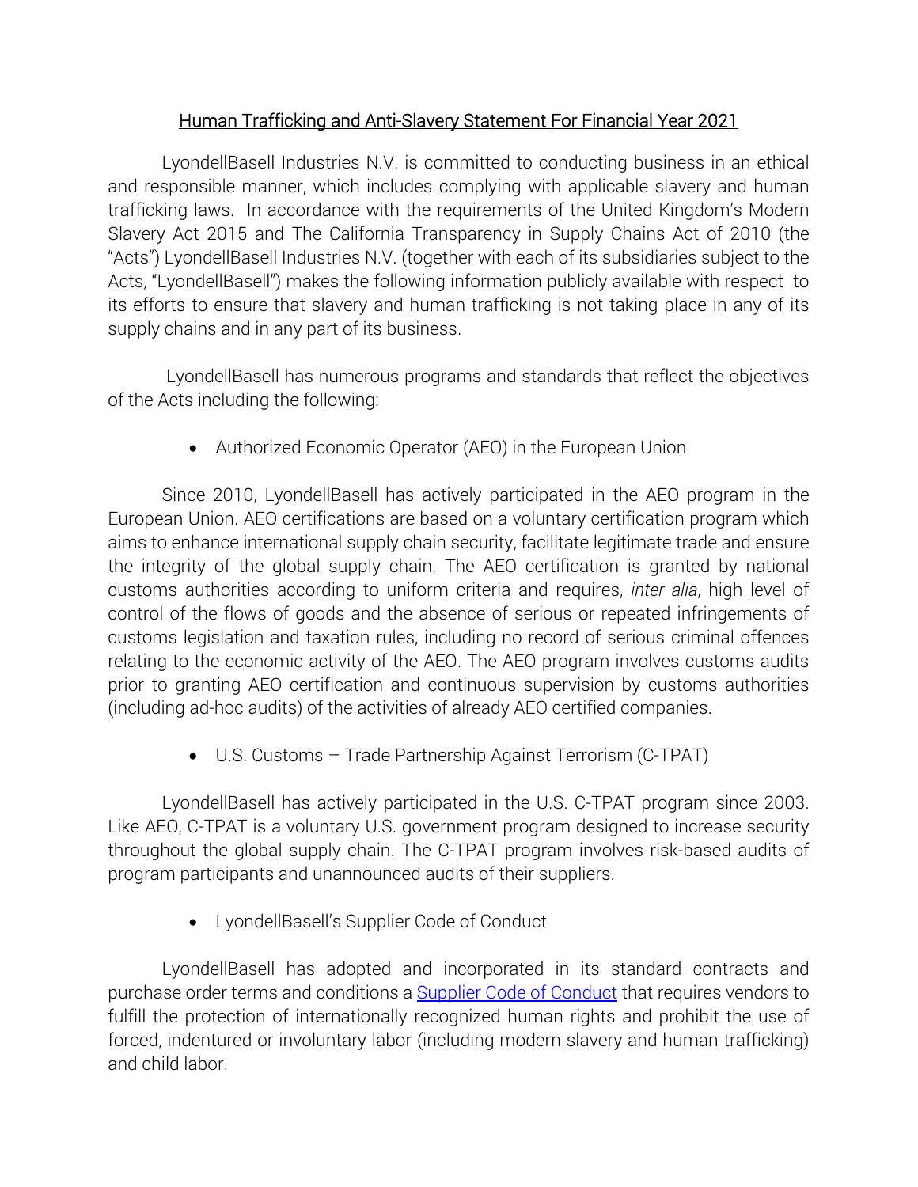# Human Trafficking and Anti-Slavery Statement For Financial Year 2021

LyondellBasell Industries N.V. is committed to conducting business in an ethical and responsible manner, which includes complying with applicable slavery and human trafficking laws. In accordance with the requirements of the United Kingdom's Modern Slavery Act 2015 and The California Transparency in Supply Chains Act of 2010 (the "Acts") LyondellBasell Industries N.V. (together with each of its subsidiaries subject to the Acts, "LyondellBasell") makes the following information publicly available with respect to its efforts to ensure that slavery and human trafficking is not taking place in any of its supply chains and in any part of its business.

LyondellBasell has numerous programs and standards that reflect the objectives of the Acts including the following:

- Authorized Economic Operator (AEO) in the European Union

Since 2010, LyondellBasell has actively participated in the AEO program in the European Union. AEO certifications are based on a voluntary certification program which aims to enhance international supply chain security, facilitate legitimate trade and ensure the integrity of the global supply chain. The AEO certification is granted by national customs authorities according to uniform criteria and requires, *inter alia*, high level of control of the flows of goods and the absence of serious or repeated infringements of customs legislation and taxation rules, including no record of serious criminal offences relating to the economic activity of the AEO. The AEO program involves customs audits prior to granting AEO certification and continuous supervision by customs authorities (including ad-hoc audits) of the activities of already AEO certified companies.

- U.S. Customs – Trade Partnership Against Terrorism (C-TPAT)

LyondellBasell has actively participated in the U.S. C-TPAT program since 2003. Like AEO, C-TPAT is a voluntary U.S. government program designed to increase security throughout the global supply chain. The C-TPAT program involves risk-based audits of program participants and unannounced audits of their suppliers.

- LyondellBasell's Supplier Code of Conduct

LyondellBasell has adopted and incorporated in its standard contracts and purchase order terms and conditions a Supplier Code of Conduct that requires vendors to fulfill the protection of internationally recognized human rights and prohibit the use of forced, indentured or involuntary labor (including modern slavery and human trafficking) and child labor.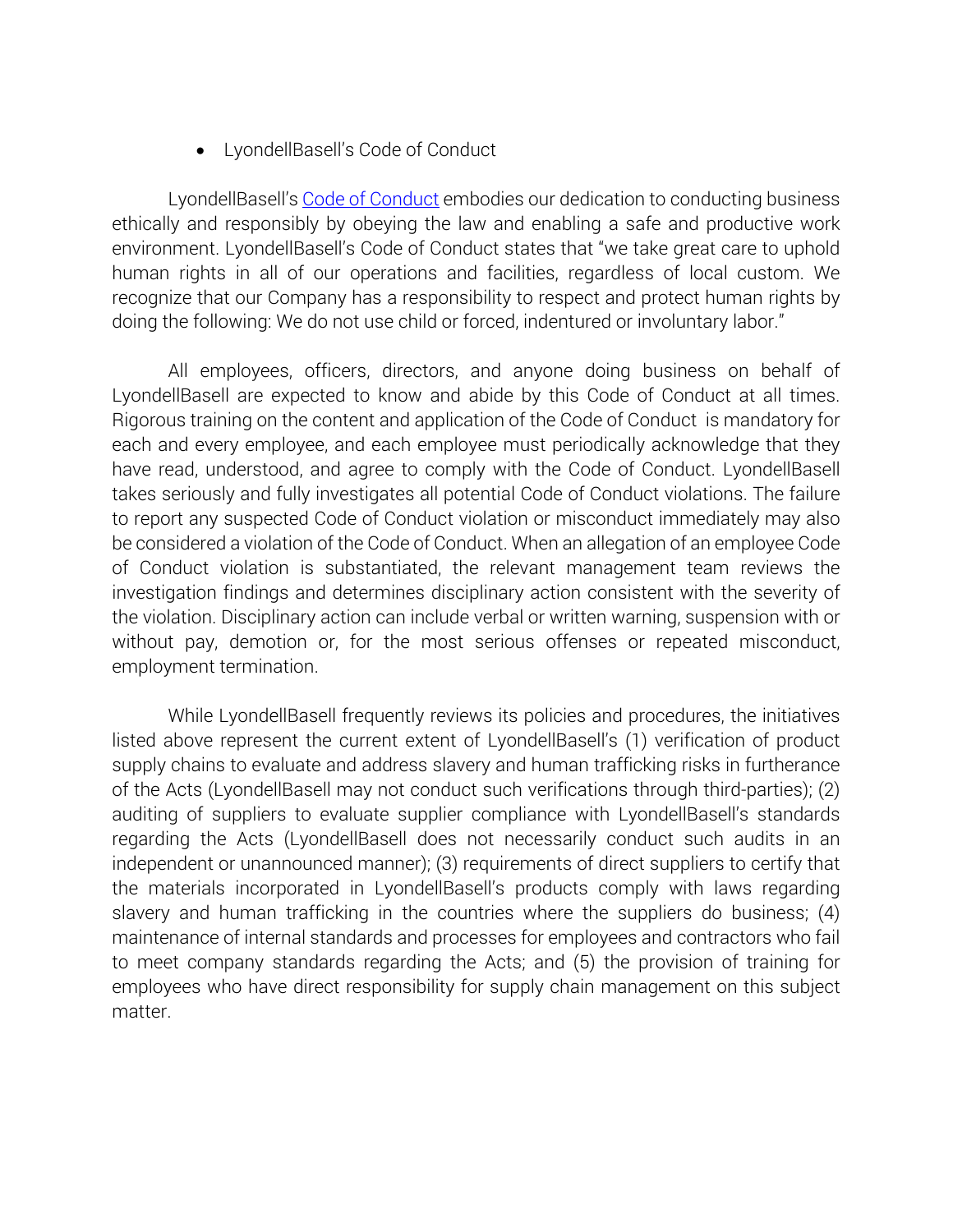- LyondellBasell's Code of Conduct

LyondellBasell's Code of Conduct embodies our dedication to conducting business ethically and responsibly by obeying the law and enabling a safe and productive work environment. LyondellBasell's Code of Conduct states that "we take great care to uphold human rights in all of our operations and facilities, regardless of local custom. We recognize that our Company has a responsibility to respect and protect human rights by doing the following: We do not use child or forced, indentured or involuntary labor."

All employees, officers, directors, and anyone doing business on behalf of LyondellBasell are expected to know and abide by this Code of Conduct at all times. Rigorous training on the content and application of the Code of Conduct is mandatory for each and every employee, and each employee must periodically acknowledge that they have read, understood, and agree to comply with the Code of Conduct. LyondellBasell takes seriously and fully investigates all potential Code of Conduct violations. The failure to report any suspected Code of Conduct violation or misconduct immediately may also be considered a violation of the Code of Conduct. When an allegation of an employee Code of Conduct violation is substantiated, the relevant management team reviews the investigation findings and determines disciplinary action consistent with the severity of the violation. Disciplinary action can include verbal or written warning, suspension with or without pay, demotion or, for the most serious offenses or repeated misconduct, employment termination.

While LyondellBasell frequently reviews its policies and procedures, the initiatives listed above represent the current extent of LyondellBasell's (1) verification of product supply chains to evaluate and address slavery and human trafficking risks in furtherance of the Acts (LyondellBasell may not conduct such verifications through third-parties); (2) auditing of suppliers to evaluate supplier compliance with LyondellBasell's standards regarding the Acts (LyondellBasell does not necessarily conduct such audits in an independent or unannounced manner); (3) requirements of direct suppliers to certify that the materials incorporated in LyondellBasell's products comply with laws regarding slavery and human trafficking in the countries where the suppliers do business; (4) maintenance of internal standards and processes for employees and contractors who fail to meet company standards regarding the Acts; and (5) the provision of training for employees who have direct responsibility for supply chain management on this subject matter.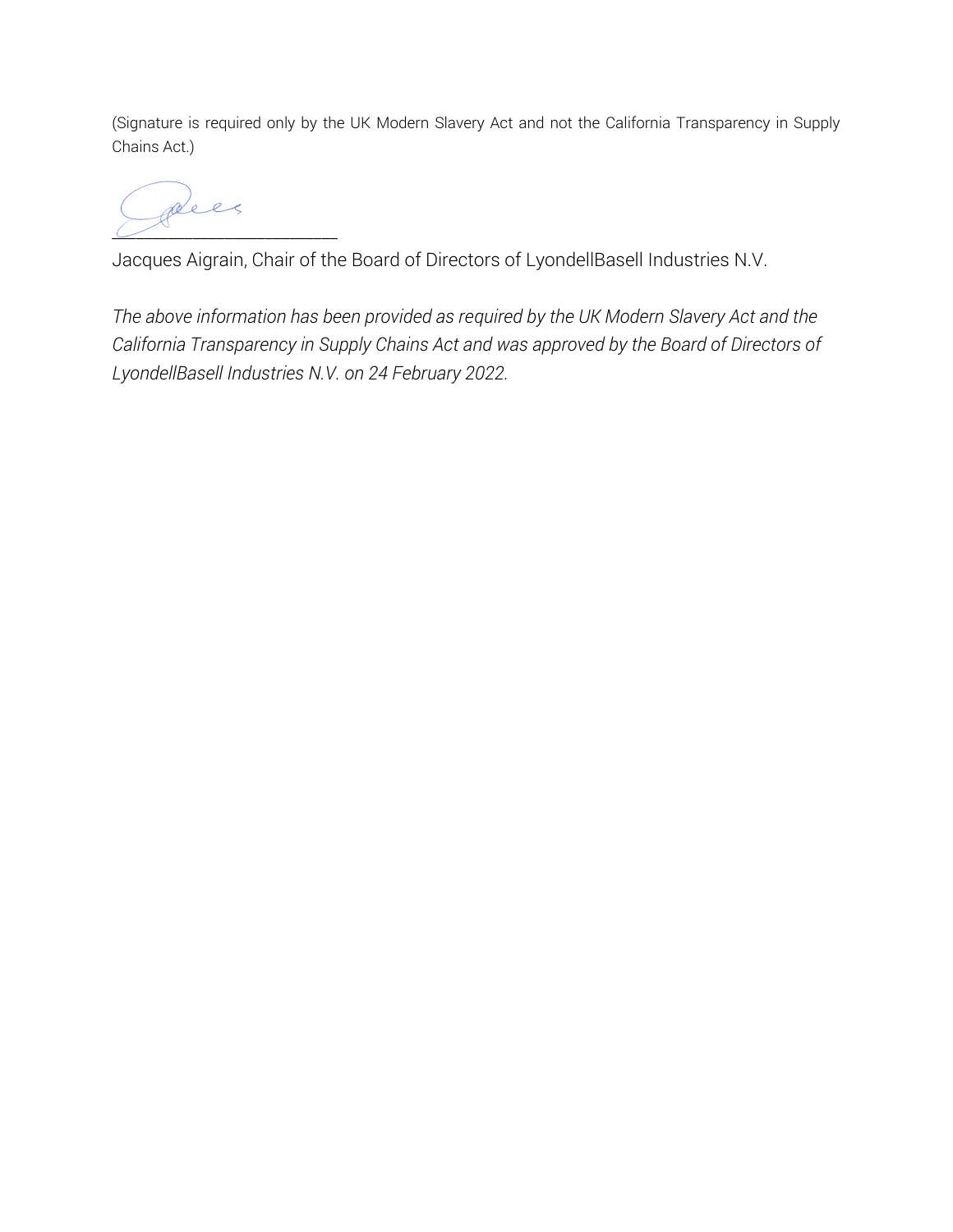(Signature is required only by the UK Modern Slavery Act and not the California Transparency in Supply Chains Act.)

Jacques Aigrain, Chair of the Board of Directors of LyondellBasell Industries N.V.

*The above information has been provided as required by the UK Modern Slavery Act and the California Transparency in Supply Chains Act and was approved by the Board of Directors of LyondellBasell Industries N.V. on 24 February 2022.*